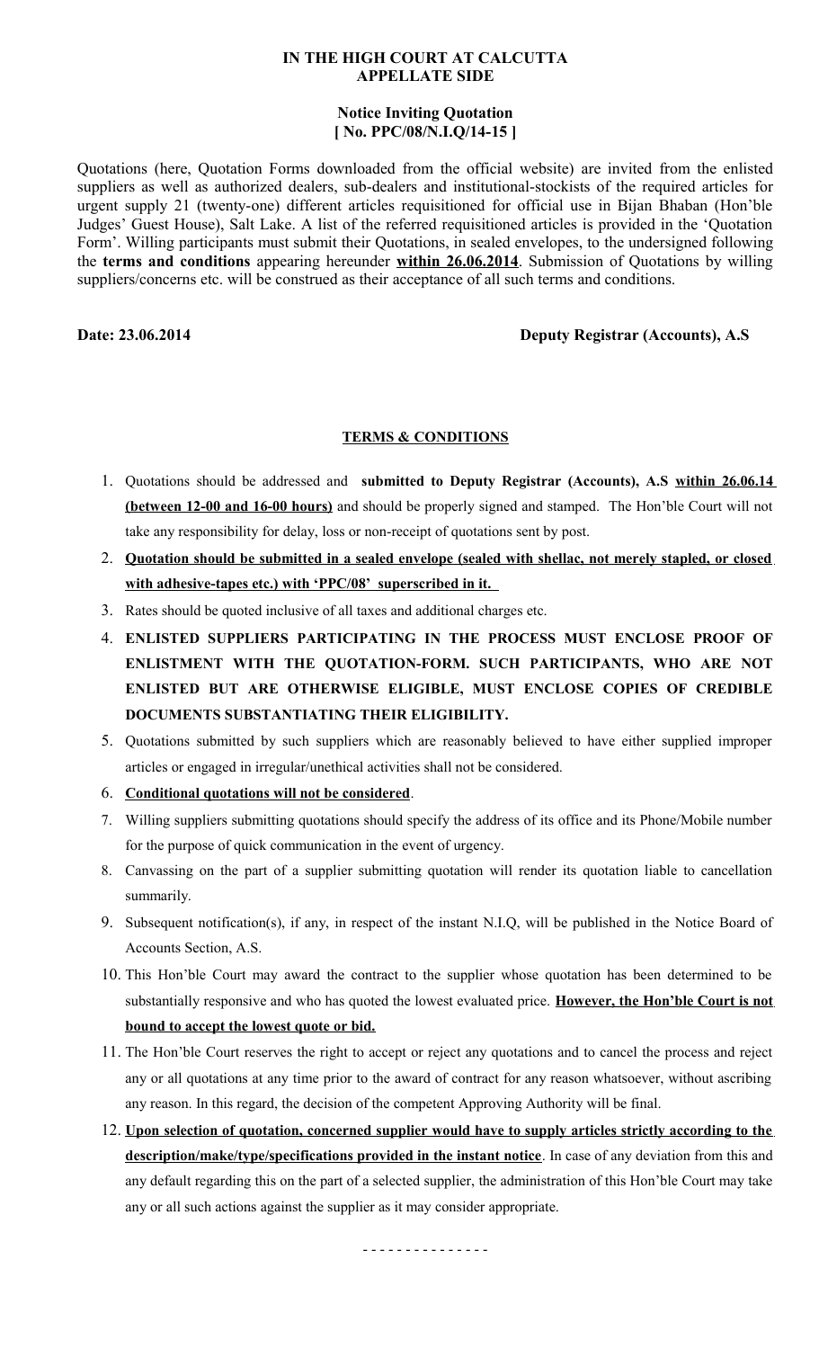**IN THE HIGH COURT AT CALCUTTA**
**APPELLATE SIDE**

**Notice Inviting Quotation**
**[ No. PPC/08/N.I.Q/14-15 ]**

Quotations (here, Quotation Forms downloaded from the official website) are invited from the enlisted suppliers as well as authorized dealers, sub-dealers and institutional-stockists of the required articles for urgent supply 21 (twenty-one) different articles requisitioned for official use in Bijan Bhaban (Hon'ble Judges' Guest House), Salt Lake. A list of the referred requisitioned articles is provided in the 'Quotation Form'. Willing participants must submit their Quotations, in sealed envelopes, to the undersigned following the **terms and conditions** appearing hereunder **within 26.06.2014**. Submission of Quotations by willing suppliers/concerns etc. will be construed as their acceptance of all such terms and conditions.

**Date: 23.06.2014** **Deputy Registrar (Accounts), A.S**

**TERMS & CONDITIONS**

1. Quotations should be addressed and **submitted to Deputy Registrar (Accounts), A.S within 26.06.14 (between 12-00 and 16-00 hours)** and should be properly signed and stamped. The Hon'ble Court will not take any responsibility for delay, loss or non-receipt of quotations sent by post.
2. **Quotation should be submitted in a sealed envelope (sealed with shellac, not merely stapled, or closed with adhesive-tapes etc.) with 'PPC/08' superscribed in it.**
3. Rates should be quoted inclusive of all taxes and additional charges etc.
4. **ENLISTED SUPPLIERS PARTICIPATING IN THE PROCESS MUST ENCLOSE PROOF OF ENLISTMENT WITH THE QUOTATION-FORM. SUCH PARTICIPANTS, WHO ARE NOT ENLISTED BUT ARE OTHERWISE ELIGIBLE, MUST ENCLOSE COPIES OF CREDIBLE DOCUMENTS SUBSTANTIATING THEIR ELIGIBILITY.**
5. Quotations submitted by such suppliers which are reasonably believed to have either supplied improper articles or engaged in irregular/unethical activities shall not be considered.
6. **Conditional quotations will not be considered**.
7. Willing suppliers submitting quotations should specify the address of its office and its Phone/Mobile number for the purpose of quick communication in the event of urgency.
8. Canvassing on the part of a supplier submitting quotation will render its quotation liable to cancellation summarily.
9. Subsequent notification(s), if any, in respect of the instant N.I.Q, will be published in the Notice Board of Accounts Section, A.S.
10. This Hon'ble Court may award the contract to the supplier whose quotation has been determined to be substantially responsive and who has quoted the lowest evaluated price. **However, the Hon'ble Court is not bound to accept the lowest quote or bid.**
11. The Hon'ble Court reserves the right to accept or reject any quotations and to cancel the process and reject any or all quotations at any time prior to the award of contract for any reason whatsoever, without ascribing any reason. In this regard, the decision of the competent Approving Authority will be final.
12. **Upon selection of quotation, concerned supplier would have to supply articles strictly according to the description/make/type/specifications provided in the instant notice**. In case of any deviation from this and any default regarding this on the part of a selected supplier, the administration of this Hon'ble Court may take any or all such actions against the supplier as it may consider appropriate.

- - - - - - - - - - - - - - -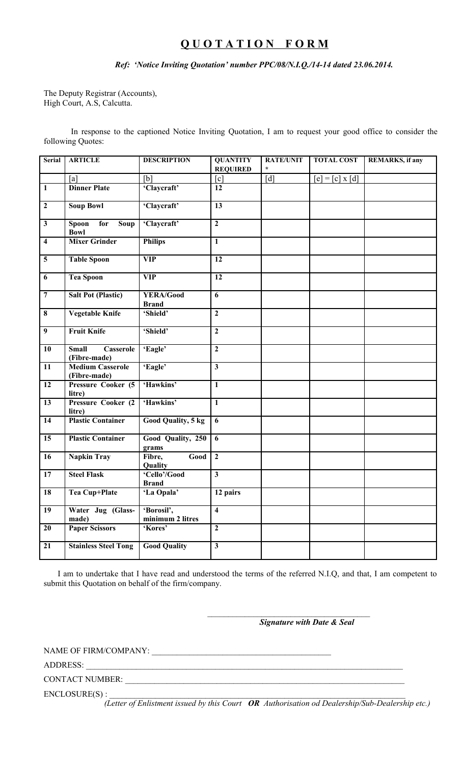# Q U O T A T I O N  F O R M

***Ref: 'Notice Inviting Quotation' number PPC/08/N.I.Q./14-14 dated 23.06.2014.***

The Deputy Registrar (Accounts),
High Court, A.S, Calcutta.

In response to the captioned Notice Inviting Quotation, I am to request your good office to consider the following Quotes:

| Serial | ARTICLE | DESCRIPTION | QUANTITY REQUIRED | RATE/UNIT * | TOTAL COST | REMARKS, if any |
|---|---|---|---|---|---|---|
| | [a] | [b] | [c] | [d] | [e] = [c] x [d] | |
| **1** | **Dinner Plate** | **'Claycraft'** | **12** | | | |
| **2** | **Soup Bowl** | **'Claycraft'** | **13** | | | |
| **3** | **Spoon for Soup Bowl** | **'Claycraft'** | **2** | | | |
| **4** | **Mixer Grinder** | **Philips** | **1** | | | |
| **5** | **Table Spoon** | **VIP** | **12** | | | |
| **6** | **Tea Spoon** | **VIP** | **12** | | | |
| **7** | **Salt Pot (Plastic)** | **YERA/Good Brand** | **6** | | | |
| **8** | **Vegetable Knife** | **'Shield'** | **2** | | | |
| **9** | **Fruit Knife** | **'Shield'** | **2** | | | |
| **10** | **Small Casserole (Fibre-made)** | **'Eagle'** | **2** | | | |
| **11** | **Medium Casserole (Fibre-made)** | **'Eagle'** | **3** | | | |
| **12** | **Pressure Cooker (5 litre)** | **'Hawkins'** | **1** | | | |
| **13** | **Pressure Cooker (2 litre)** | **'Hawkins'** | **1** | | | |
| **14** | **Plastic Container** | **Good Quality, 5 kg** | **6** | | | |
| **15** | **Plastic Container** | **Good Quality, 250 grams** | **6** | | | |
| **16** | **Napkin Tray** | **Fibre, Good Quality** | **2** | | | |
| **17** | **Steel Flask** | **'Cello'/Good Brand** | **3** | | | |
| **18** | **Tea Cup+Plate** | **'La Opala'** | **12 pairs** | | | |
| **19** | **Water Jug (Glass-made)** | **'Borosil', minimum 2 litres** | **4** | | | |
| **20** | **Paper Scissors** | **'Kores'** | **2** | | | |
| **21** | **Stainless Steel Tong** | **Good Quality** | **3** | | | |

I am to undertake that I have read and understood the terms of the referred N.I.Q, and that, I am competent to submit this Quotation on behalf of the firm/company.

\_\_\_\_\_\_\_\_\_\_\_\_\_\_\_\_\_\_\_\_\_\_\_\_\_\_\_\_\_\_\_\_\_\_\_\_\_\_\_\_
***Signature with Date & Seal***

NAME OF FIRM/COMPANY: \_\_\_\_\_\_\_\_\_\_\_\_\_\_\_\_\_\_\_\_\_\_\_\_\_\_\_\_\_\_\_\_\_\_\_\_\_\_\_\_

ADDRESS: \_\_\_\_\_\_\_\_\_\_\_\_\_\_\_\_\_\_\_\_\_\_\_\_\_\_\_\_\_\_\_\_\_\_\_\_\_\_\_\_\_\_\_\_\_\_\_\_\_\_\_\_\_\_\_\_\_\_\_\_\_\_\_\_\_\_\_\_\_\_

CONTACT NUMBER: \_\_\_\_\_\_\_\_\_\_\_\_\_\_\_\_\_\_\_\_\_\_\_\_\_\_\_\_\_\_\_\_\_\_\_\_\_\_\_\_\_\_\_\_\_\_\_\_\_\_\_\_\_\_\_\_\_\_\_\_\_\_

ENCLOSURE(S) : \_\_\_\_\_\_\_\_\_\_\_\_\_\_\_\_\_\_\_\_\_\_\_\_\_\_\_\_\_\_\_\_\_\_\_\_\_\_\_\_\_\_\_\_\_\_\_\_\_\_\_\_\_\_\_\_\_\_\_\_\_\_\_\_
*(Letter of Enlistment issued by this Court* ***OR*** *Authorisation od Dealership/Sub-Dealership etc.)*